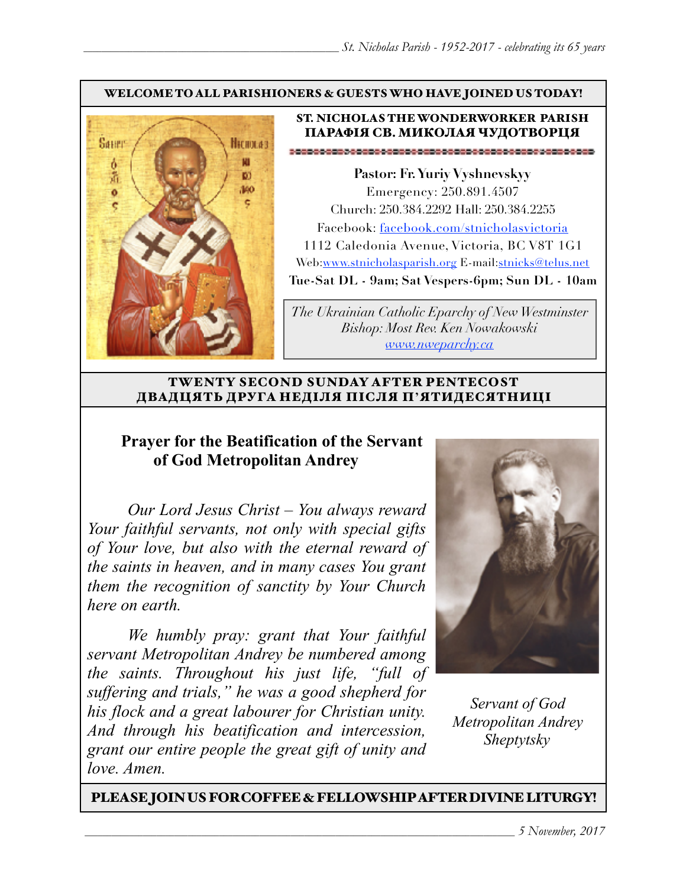**WELCOME TO ALL PARISHIONERS & GUESTS WHO HAVE JOINED US TODAY!**

**ST. NICHOLAS THE WONDERWORKER PARISH**
**ПАРАФІЯ СВ. МИКОЛАЯ ЧУДОТВОРЦЯ**

**Pastor: Fr. Yuriy Vyshnevskyy**
Emergency: 250.891.4507
Church: 250.384.2292 Hall: 250.384.2255
Facebook: facebook.com/stnicholasvictoria
1112 Caledonia Avenue, Victoria, BC V8T 1G1
Web:www.stnicholasparish.org E-mail:stnicks@telus.net
**Tue-Sat DL - 9am; Sat Vespers-6pm; Sun DL - 10am**

*The Ukrainian Catholic Eparchy of New Westminster*
*Bishop: Most Rev. Ken Nowakowski*
*www.nweparchy.ca*

## TWENTY SECOND SUNDAY AFTER PENTECOST
## ДВАДЦЯТЬ ДРУГА НЕДІЛЯ ПІСЛЯ П'ЯТИДЕСЯТНИЦІ

### Prayer for the Beatification of the Servant of God Metropolitan Andrey

*Our Lord Jesus Christ – You always reward Your faithful servants, not only with special gifts of Your love, but also with the eternal reward of the saints in heaven, and in many cases You grant them the recognition of sanctity by Your Church here on earth.*

*We humbly pray: grant that Your faithful servant Metropolitan Andrey be numbered among the saints. Throughout his just life, "full of suffering and trials," he was a good shepherd for his flock and a great labourer for Christian unity. And through his beatification and intercession, grant our entire people the great gift of unity and love. Amen.*

*Servant of God Metropolitan Andrey Sheptytsky*

**PLEASE JOIN US FOR COFFEE & FELLOWSHIP AFTER DIVINE LITURGY!**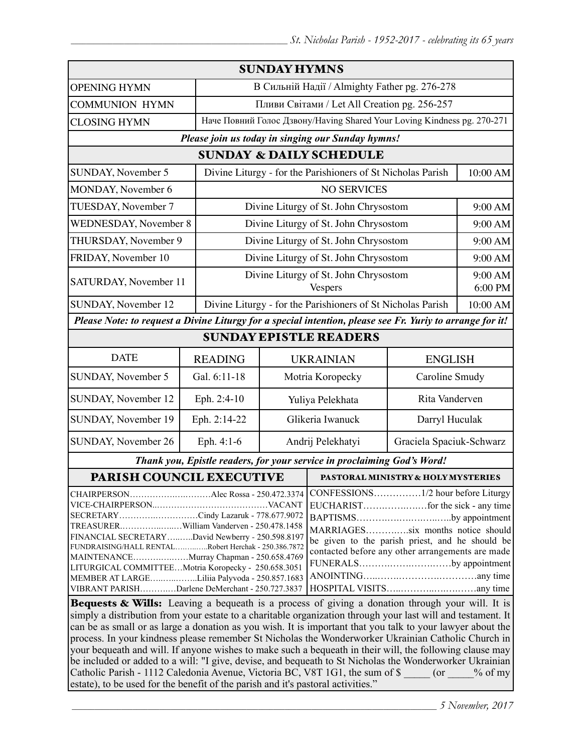## SUNDAY HYMNS

| | |
|---|---|
| OPENING HYMN | В Сильній Надії / Almighty Father pg. 276-278 |
| COMMUNION HYMN | Пливи Світами / Let All Creation pg. 256-257 |
| CLOSING HYMN | Наче Повний Голос Дзвону/Having Shared Your Loving Kindness pg. 270-271 |

***Please join us today in singing our Sunday hymns!***

## SUNDAY & DAILY SCHEDULE

| | | |
|---|---|---|
| SUNDAY, November 5 | Divine Liturgy - for the Parishioners of St Nicholas Parish | 10:00 AM |
| MONDAY, November 6 | NO SERVICES | |
| TUESDAY, November 7 | Divine Liturgy of St. John Chrysostom | 9:00 AM |
| WEDNESDAY, November 8 | Divine Liturgy of St. John Chrysostom | 9:00 AM |
| THURSDAY, November 9 | Divine Liturgy of St. John Chrysostom | 9:00 AM |
| FRIDAY, November 10 | Divine Liturgy of St. John Chrysostom | 9:00 AM |
| SATURDAY, November 11 | Divine Liturgy of St. John Chrysostom<br>Vespers | 9:00 AM<br>6:00 PM |
| SUNDAY, November 12 | Divine Liturgy - for the Parishioners of St Nicholas Parish | 10:00 AM |

***Please Note: to request a Divine Liturgy for a special intention, please see Fr. Yuriy to arrange for it!***

## SUNDAY EPISTLE READERS

| DATE | READING | UKRAINIAN | ENGLISH |
|---|---|---|---|
| SUNDAY, November 5 | Gal. 6:11-18 | Motria Koropecky | Caroline Smudy |
| SUNDAY, November 12 | Eph. 2:4-10 | Yuliya Pelekhata | Rita Vanderven |
| SUNDAY, November 19 | Eph. 2:14-22 | Glikeria Iwanuck | Darryl Huculak |
| SUNDAY, November 26 | Eph. 4:1-6 | Andrij Pelekhatyi | Graciela Spaciuk-Schwarz |

***Thank you, Epistle readers, for your service in proclaiming God's Word!***

## PARISH COUNCIL EXECUTIVE

CHAIRPERSON……………………Alec Rossa - 250.472.3374
VICE-CHAIRPERSON…………………………VACANT
SECRETARY…………………Cindy Lazaruk - 778.677.9072
TREASURER……………William Vanderven - 250.478.1458
FINANCIAL SECRETARY………David Newberry - 250.598.8197
FUNDRAISING/HALL RENTAL…………Robert Herchak - 250.386.7872
MAINTENANCE…………………Murray Chapman - 250.658.4769
LITURGICAL COMMITTEE…Motria Koropecky - 250.658.3051
MEMBER AT LARGE………………Liliia Palyvoda - 250.857.1683
VIBRANT PARISH…………Darlene DeMerchant - 250.727.3837

## PASTORAL MINISTRY & HOLY MYSTERIES

CONFESSIONS……………1/2 hour before Liturgy
EUCHARIST………………for the sick - any time
BAPTISMS…………………………by appointment
MARRIAGES…………six months notice should be given to the parish priest, and he should be contacted before any other arrangements are made
FUNERALS……………………………by appointment
ANOINTING……………………………………any time
HOSPITAL VISITS……………………………any time

**Bequests & Wills:** Leaving a bequeath is a process of giving a donation through your will. It is simply a distribution from your estate to a charitable organization through your last will and testament. It can be as small or as large a donation as you wish. It is important that you talk to your lawyer about the process. In your kindness please remember St Nicholas the Wonderworker Ukrainian Catholic Church in your bequeath and will. If anyone wishes to make such a bequeath in their will, the following clause may be included or added to a will: "I give, devise, and bequeath to St Nicholas the Wonderworker Ukrainian Catholic Parish - 1112 Caledonia Avenue, Victoria BC, V8T 1G1, the sum of $ _____ (or _____% of my estate), to be used for the benefit of the parish and it's pastoral activities."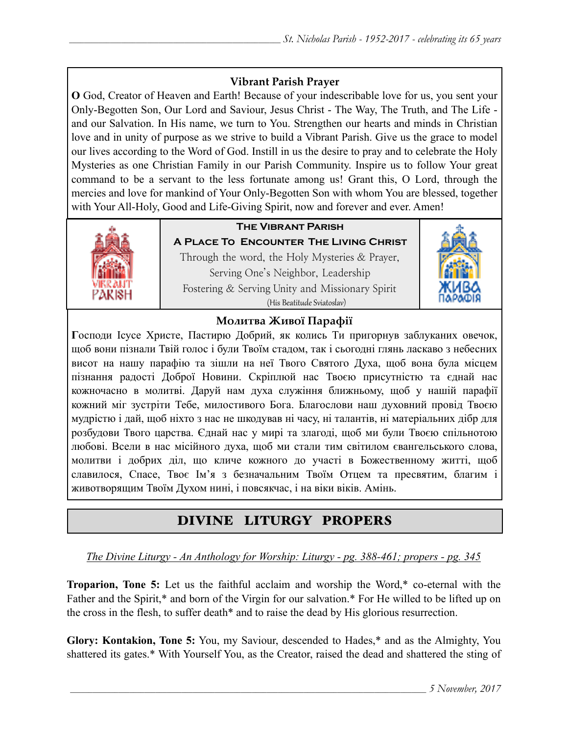### Vibrant Parish Prayer

**O** God, Creator of Heaven and Earth! Because of your indescribable love for us, you sent your Only-Begotten Son, Our Lord and Saviour, Jesus Christ - The Way, The Truth, and The Life - and our Salvation. In His name, we turn to You. Strengthen our hearts and minds in Christian love and in unity of purpose as we strive to build a Vibrant Parish. Give us the grace to model our lives according to the Word of God. Instill in us the desire to pray and to celebrate the Holy Mysteries as one Christian Family in our Parish Community. Inspire us to follow Your great command to be a servant to the less fortunate among us! Grant this, O Lord, through the mercies and love for mankind of Your Only-Begotten Son with whom You are blessed, together with Your All-Holy, Good and Life-Giving Spirit, now and forever and ever. Amen!

**The Vibrant Parish**

**A Place To Encounter The Living Christ**

Through the word, the Holy Mysteries & Prayer,
Serving One's Neighbor, Leadership
Fostering & Serving Unity and Missionary Spirit
(His Beatitude Sviatoslav)

### Молитва Живої Парафії

**Г**осподи Ісусе Христе, Пастирю Добрий, як колись Ти пригорнув заблуканих овечок, щоб вони пізнали Твій голос і були Твоїм стадом, так і сьогодні глянь ласкаво з небесних висот на нашу парафію та зішли на неї Твого Святого Духа, щоб вона була місцем пізнання радості Доброї Новини. Скріплюй нас Твоєю присутністю та єднай нас кожночасно в молитві. Даруй нам духа служіння ближньому, щоб у нашій парафії кожний міг зустріти Тебе, милостивого Бога. Благослови наш духовний провід Твоєю мудрістю і дай, щоб ніхто з нас не шкодував ні часу, ні талантів, ні матеріальних дібр для розбудови Твого царства. Єднай нас у мирі та злагоді, щоб ми були Твоєю спільнотою любові. Всели в нас місійного духа, щоб ми стали тим світилом євангельського слова, молитви і добрих діл, що кличе кожного до участі в Божественному житті, щоб славилося, Спасе, Твоє Ім'я з безначальним Твоїм Отцем та пресвятим, благим і животворящим Твоїм Духом нині, і повсякчас, і на віки віків. Амінь.

## DIVINE LITURGY PROPERS

*The Divine Liturgy - An Anthology for Worship: Liturgy - pg. 388-461; propers - pg. 345*

**Troparion, Tone 5:** Let us the faithful acclaim and worship the Word,* co-eternal with the Father and the Spirit,* and born of the Virgin for our salvation.* For He willed to be lifted up on the cross in the flesh, to suffer death* and to raise the dead by His glorious resurrection.

**Glory: Kontakion, Tone 5:** You, my Saviour, descended to Hades,* and as the Almighty, You shattered its gates.* With Yourself You, as the Creator, raised the dead and shattered the sting of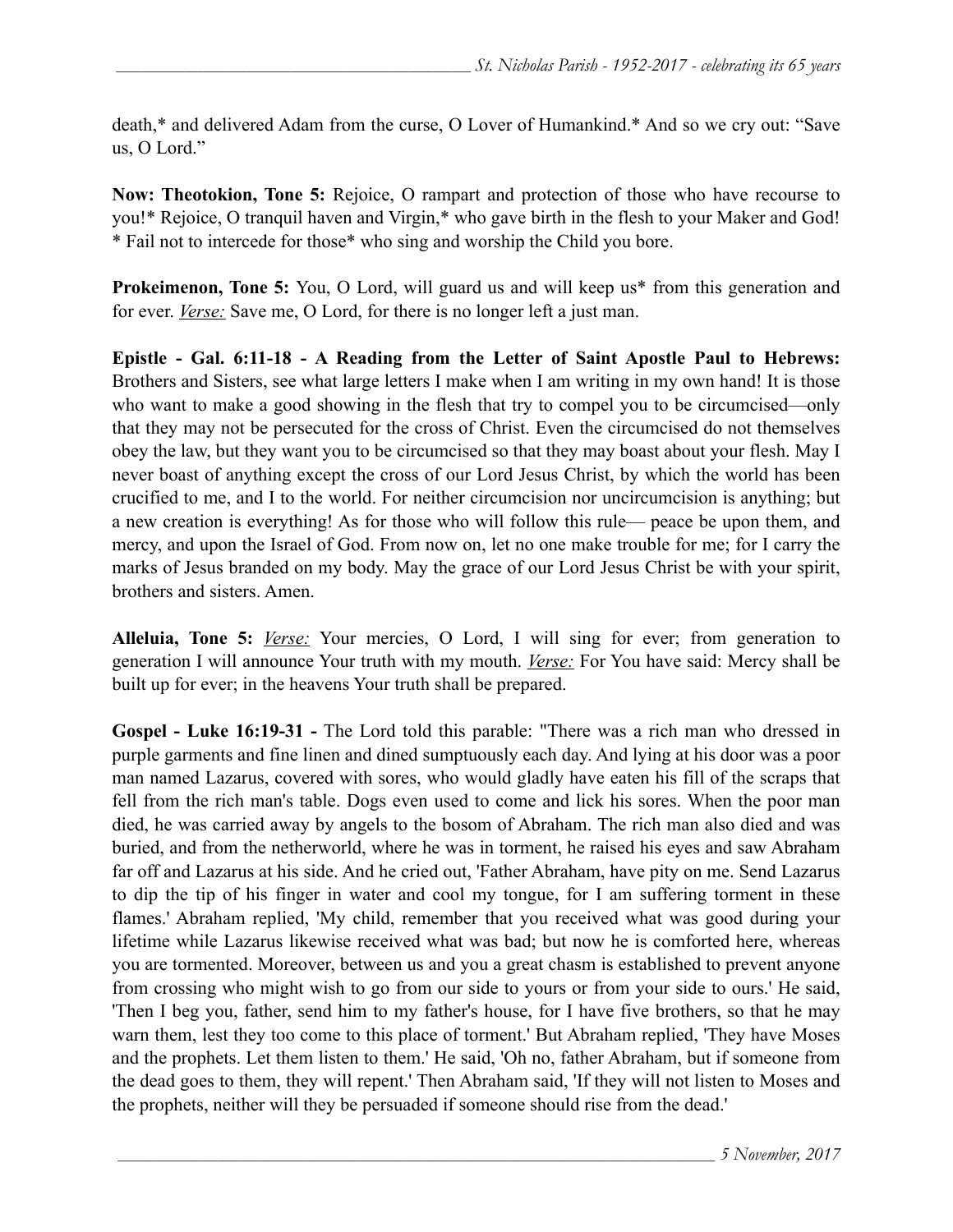death,* and delivered Adam from the curse, O Lover of Humankind.* And so we cry out: "Save us, O Lord."

**Now: Theotokion, Tone 5:** Rejoice, O rampart and protection of those who have recourse to you!* Rejoice, O tranquil haven and Virgin,* who gave birth in the flesh to your Maker and God! * Fail not to intercede for those* who sing and worship the Child you bore.

**Prokeimenon, Tone 5:** You, O Lord, will guard us and will keep us* from this generation and for ever. *Verse:* Save me, O Lord, for there is no longer left a just man.

**Epistle - Gal. 6:11-18 - A Reading from the Letter of Saint Apostle Paul to Hebrews:** Brothers and Sisters, see what large letters I make when I am writing in my own hand! It is those who want to make a good showing in the flesh that try to compel you to be circumcised—only that they may not be persecuted for the cross of Christ. Even the circumcised do not themselves obey the law, but they want you to be circumcised so that they may boast about your flesh. May I never boast of anything except the cross of our Lord Jesus Christ, by which the world has been crucified to me, and I to the world. For neither circumcision nor uncircumcision is anything; but a new creation is everything! As for those who will follow this rule— peace be upon them, and mercy, and upon the Israel of God. From now on, let no one make trouble for me; for I carry the marks of Jesus branded on my body. May the grace of our Lord Jesus Christ be with your spirit, brothers and sisters. Amen.

**Alleluia, Tone 5:** *Verse:* Your mercies, O Lord, I will sing for ever; from generation to generation I will announce Your truth with my mouth. *Verse:* For You have said: Mercy shall be built up for ever; in the heavens Your truth shall be prepared.

**Gospel - Luke 16:19-31 -** The Lord told this parable: "There was a rich man who dressed in purple garments and fine linen and dined sumptuously each day. And lying at his door was a poor man named Lazarus, covered with sores, who would gladly have eaten his fill of the scraps that fell from the rich man's table. Dogs even used to come and lick his sores. When the poor man died, he was carried away by angels to the bosom of Abraham. The rich man also died and was buried, and from the netherworld, where he was in torment, he raised his eyes and saw Abraham far off and Lazarus at his side. And he cried out, 'Father Abraham, have pity on me. Send Lazarus to dip the tip of his finger in water and cool my tongue, for I am suffering torment in these flames.' Abraham replied, 'My child, remember that you received what was good during your lifetime while Lazarus likewise received what was bad; but now he is comforted here, whereas you are tormented. Moreover, between us and you a great chasm is established to prevent anyone from crossing who might wish to go from our side to yours or from your side to ours.' He said, 'Then I beg you, father, send him to my father's house, for I have five brothers, so that he may warn them, lest they too come to this place of torment.' But Abraham replied, 'They have Moses and the prophets. Let them listen to them.' He said, 'Oh no, father Abraham, but if someone from the dead goes to them, they will repent.' Then Abraham said, 'If they will not listen to Moses and the prophets, neither will they be persuaded if someone should rise from the dead.'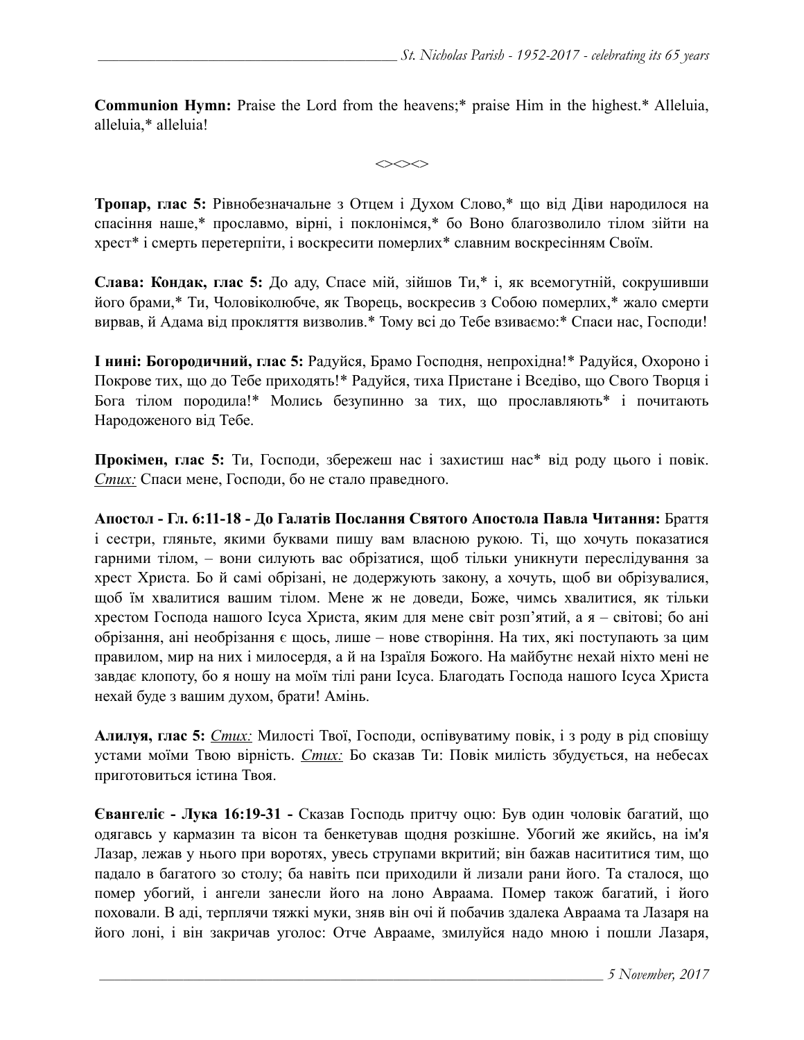**Communion Hymn:** Praise the Lord from the heavens;* praise Him in the highest.* Alleluia, alleluia,* alleluia!

<><><>

**Тропар, глас 5:** Рівнобезначальне з Отцем і Духом Слово,* що від Діви народилося на спасіння наше,* прославмо, вірні, і поклонімся,* бо Воно благозволило тілом зійти на хрест* і смерть перетерпіти, і воскресити померлих* славним воскресінням Своїм.

**Слава: Кондак, глас 5:** До аду, Спасе мій, зійшов Ти,* і, як всемогутній, сокрушивши його брами,* Ти, Чоловіколюбче, як Творець, воскресив з Собою померлих,* жало смерти вирвав, й Адама від прокляття визволив.* Тому всі до Тебе взиваємо:* Спаси нас, Господи!

**І нині: Богородичний, глас 5:** Радуйся, Брамо Господня, непрохідна!* Радуйся, Охороно і Покрове тих, що до Тебе приходять!* Радуйся, тиха Пристане і Вседіво, що Свого Творця і Бога тілом породила!* Молись безупинно за тих, що прославляють* і почитають Народоженого від Тебе.

**Прокімен, глас 5:** Ти, Господи, збережеш нас і захистиш нас* від роду цього і повік. *Стих:* Спаси мене, Господи, бо не стало праведного.

**Апостол - Гл. 6:11-18 - До Галатів Послання Святого Апостола Павла Читання:** Браття і сестри, гляньте, якими буквами пишу вам власною рукою. Ті, що хочуть показатися гарними тілом, – вони силують вас обрізатися, щоб тільки уникнути переслідування за хрест Христа. Бо й самі обрізані, не додержують закону, а хочуть, щоб ви обрізувалися, щоб їм хвалитися вашим тілом. Мене ж не доведи, Боже, чимсь хвалитися, як тільки хрестом Господа нашого Ісуса Христа, яким для мене світ розп'ятий, а я – світові; бо ані обрізання, ані необрізання є щось, лише – нове створіння. На тих, які поступають за цим правилом, мир на них і милосердя, а й на Ізраїля Божого. На майбутнє нехай ніхто мені не завдає клопоту, бо я ношу на моїм тілі рани Ісуса. Благодать Господа нашого Ісуса Христа нехай буде з вашим духом, брати! Амінь.

**Алилуя, глас 5:** *Стих:* Милості Твої, Господи, оспівуватиму повік, і з роду в рід сповіщу устами моїми Твою вірність. *Стих:* Бо сказав Ти: Повік милість збудується, на небесах приготовиться істина Твоя.

**Євангеліє - Лука 16:19-31 -** Сказав Господь притчу оцю: Був один чоловік багатий, що одягавсь у кармазин та вісон та бенкетував щодня розкішне. Убогий же якийсь, на ім'я Лазар, лежав у нього при воротях, увесь струпами вкритий; він бажав насититися тим, що падало в багатого зо столу; ба навіть пси приходили й лизали рани його. Та сталося, що помер убогий, і ангели занесли його на лоно Авраама. Помер також багатий, і його поховали. В аді, терплячи тяжкі муки, зняв він очі й побачив здалека Авраама та Лазаря на його лоні, і він закричав уголос: Отче Аврааме, змилуйся надо мною і пошли Лазаря,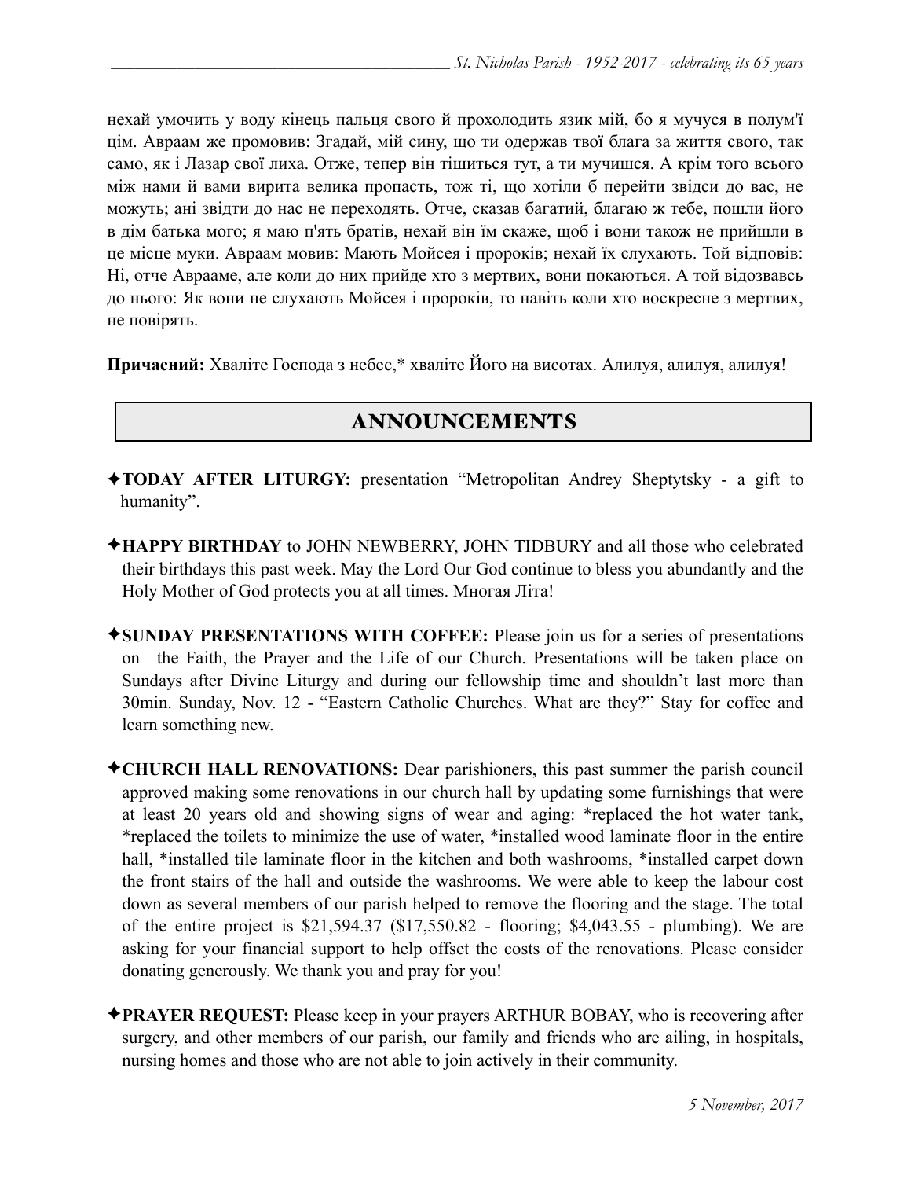нехай умочить у воду кінець пальця свого й прохолодить язик мій, бо я мучуся в полум'ї цім. Авраам же промовив: Згадай, мій сину, що ти одержав твої блага за життя свого, так само, як і Лазар свої лиха. Отже, тепер він тішиться тут, а ти мучишся. А крім того всього між нами й вами вирита велика пропасть, тож ті, що хотіли б перейти звідси до вас, не можуть; ані звідти до нас не переходять. Отче, сказав багатий, благаю ж тебе, пошли його в дім батька мого; я маю п'ять братів, нехай він їм скаже, щоб і вони також не прийшли в це місце муки. Авраам мовив: Мають Мойсея і пророків; нехай їх слухають. Той відповів: Ні, отче Аврааме, але коли до них прийде хто з мертвих, вони покаються. А той відозвавсь до нього: Як вони не слухають Мойсея і пророків, то навіть коли хто воскресне з мертвих, не повірять.

**Причасний:** Хваліте Господа з небес,* хваліте Його на висотах. Алилуя, алилуя, алилуя!

## ANNOUNCEMENTS

✦**TODAY AFTER LITURGY:** presentation "Metropolitan Andrey Sheptytsky - a gift to humanity".

✦**HAPPY BIRTHDAY** to JOHN NEWBERRY, JOHN TIDBURY and all those who celebrated their birthdays this past week. May the Lord Our God continue to bless you abundantly and the Holy Mother of God protects you at all times. Многая Літа!

✦**SUNDAY PRESENTATIONS WITH COFFEE:** Please join us for a series of presentations on the Faith, the Prayer and the Life of our Church. Presentations will be taken place on Sundays after Divine Liturgy and during our fellowship time and shouldn't last more than 30min. Sunday, Nov. 12 - "Eastern Catholic Churches. What are they?" Stay for coffee and learn something new.

✦**CHURCH HALL RENOVATIONS:** Dear parishioners, this past summer the parish council approved making some renovations in our church hall by updating some furnishings that were at least 20 years old and showing signs of wear and aging: *replaced the hot water tank, *replaced the toilets to minimize the use of water, *installed wood laminate floor in the entire hall, *installed tile laminate floor in the kitchen and both washrooms, *installed carpet down the front stairs of the hall and outside the washrooms. We were able to keep the labour cost down as several members of our parish helped to remove the flooring and the stage. The total of the entire project is $21,594.37 ($17,550.82 - flooring; $4,043.55 - plumbing). We are asking for your financial support to help offset the costs of the renovations. Please consider donating generously. We thank you and pray for you!

✦**PRAYER REQUEST:** Please keep in your prayers ARTHUR BOBAY, who is recovering after surgery, and other members of our parish, our family and friends who are ailing, in hospitals, nursing homes and those who are not able to join actively in their community.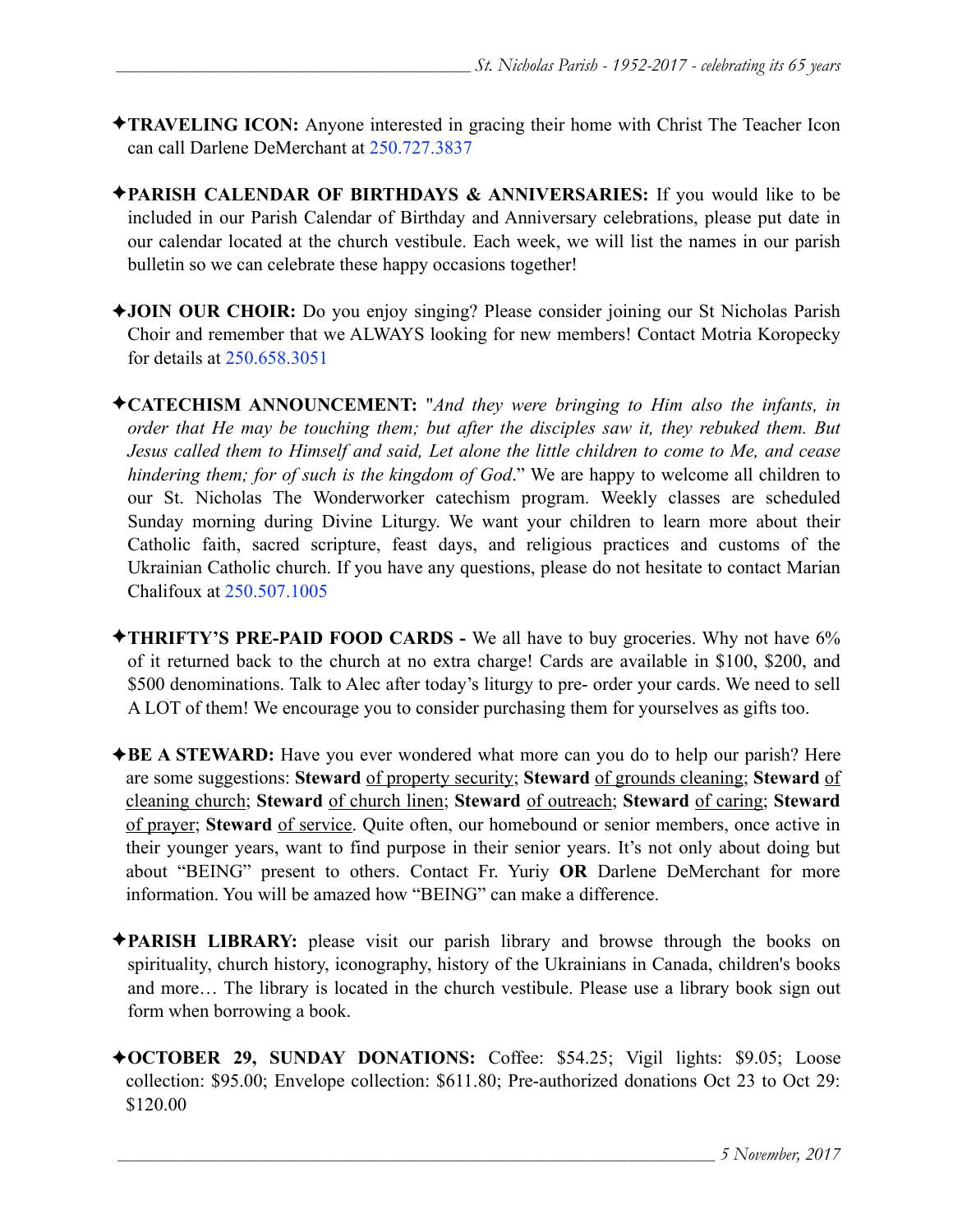✦**TRAVELING ICON:** Anyone interested in gracing their home with Christ The Teacher Icon can call Darlene DeMerchant at 250.727.3837

✦**PARISH CALENDAR OF BIRTHDAYS & ANNIVERSARIES:** If you would like to be included in our Parish Calendar of Birthday and Anniversary celebrations, please put date in our calendar located at the church vestibule. Each week, we will list the names in our parish bulletin so we can celebrate these happy occasions together!

✦**JOIN OUR CHOIR:** Do you enjoy singing? Please consider joining our St Nicholas Parish Choir and remember that we ALWAYS looking for new members! Contact Motria Koropecky for details at 250.658.3051

✦**CATECHISM ANNOUNCEMENT:** "*And they were bringing to Him also the infants, in order that He may be touching them; but after the disciples saw it, they rebuked them. But Jesus called them to Himself and said, Let alone the little children to come to Me, and cease hindering them; for of such is the kingdom of God*." We are happy to welcome all children to our St. Nicholas The Wonderworker catechism program. Weekly classes are scheduled Sunday morning during Divine Liturgy. We want your children to learn more about their Catholic faith, sacred scripture, feast days, and religious practices and customs of the Ukrainian Catholic church. If you have any questions, please do not hesitate to contact Marian Chalifoux at 250.507.1005

✦**THRIFTY'S PRE-PAID FOOD CARDS -** We all have to buy groceries. Why not have 6% of it returned back to the church at no extra charge! Cards are available in $100, $200, and $500 denominations. Talk to Alec after today's liturgy to pre- order your cards. We need to sell A LOT of them! We encourage you to consider purchasing them for yourselves as gifts too.

✦**BE A STEWARD:** Have you ever wondered what more can you do to help our parish? Here are some suggestions: **Steward** <u>of property security</u>; **Steward** <u>of grounds cleaning</u>; **Steward** <u>of cleaning church</u>; **Steward** <u>of church linen</u>; **Steward** <u>of outreach</u>; **Steward** <u>of caring</u>; **Steward** <u>of prayer</u>; **Steward** <u>of service</u>. Quite often, our homebound or senior members, once active in their younger years, want to find purpose in their senior years. It's not only about doing but about "BEING" present to others. Contact Fr. Yuriy **OR** Darlene DeMerchant for more information. You will be amazed how "BEING" can make a difference.

✦**PARISH LIBRARY:** please visit our parish library and browse through the books on spirituality, church history, iconography, history of the Ukrainians in Canada, children's books and more… The library is located in the church vestibule. Please use a library book sign out form when borrowing a book.

✦**OCTOBER 29, SUNDAY DONATIONS:** Coffee: $54.25; Vigil lights: $9.05; Loose collection: $95.00; Envelope collection: $611.80; Pre-authorized donations Oct 23 to Oct 29: $120.00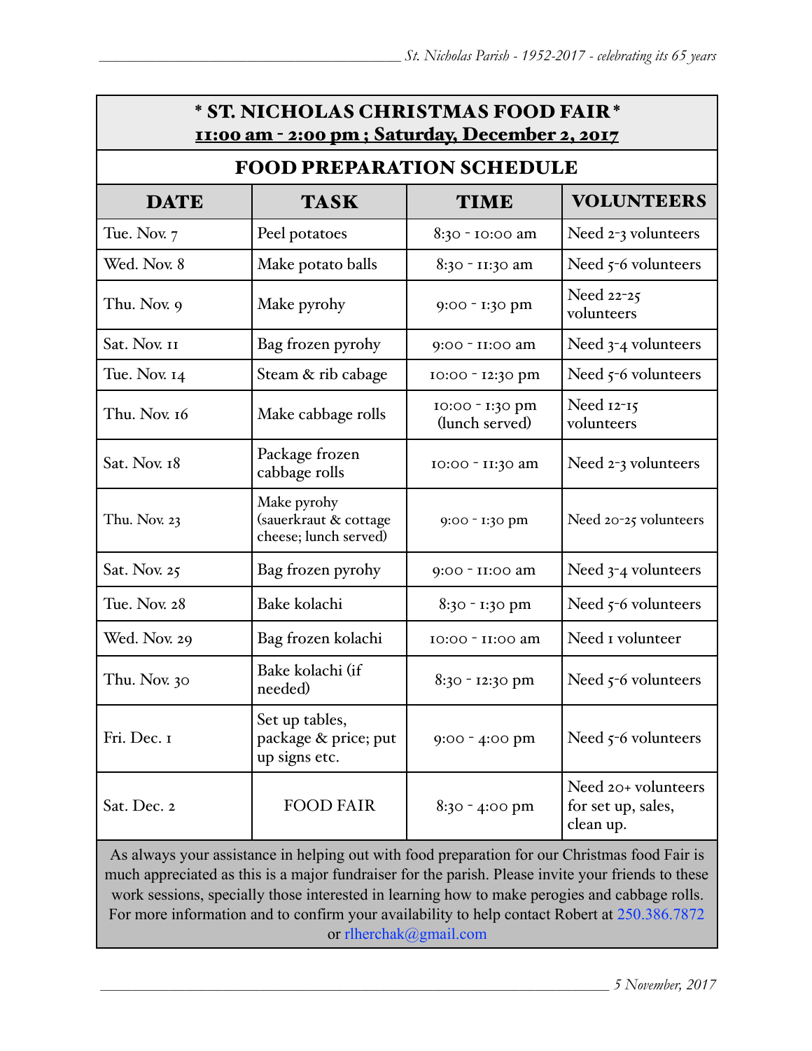# * ST. NICHOLAS CHRISTMAS FOOD FAIR *

**11:00 am - 2:00 pm ; Saturday, December 2, 2017**

## FOOD PREPARATION SCHEDULE

| DATE | TASK | TIME | VOLUNTEERS |
|---|---|---|---|
| Tue. Nov. 7 | Peel potatoes | 8:30 - 10:00 am | Need 2-3 volunteers |
| Wed. Nov. 8 | Make potato balls | 8:30 - 11:30 am | Need 5-6 volunteers |
| Thu. Nov. 9 | Make pyrohy | 9:00 - 1:30 pm | Need 22-25 volunteers |
| Sat. Nov. 11 | Bag frozen pyrohy | 9:00 - 11:00 am | Need 3-4 volunteers |
| Tue. Nov. 14 | Steam & rib cabage | 10:00 - 12:30 pm | Need 5-6 volunteers |
| Thu. Nov. 16 | Make cabbage rolls | 10:00 - 1:30 pm (lunch served) | Need 12-15 volunteers |
| Sat. Nov. 18 | Package frozen cabbage rolls | 10:00 - 11:30 am | Need 2-3 volunteers |
| Thu. Nov. 23 | Make pyrohy (sauerkraut & cottage cheese; lunch served) | 9:00 - 1:30 pm | Need 20-25 volunteers |
| Sat. Nov. 25 | Bag frozen pyrohy | 9:00 - 11:00 am | Need 3-4 volunteers |
| Tue. Nov. 28 | Bake kolachi | 8:30 - 1:30 pm | Need 5-6 volunteers |
| Wed. Nov. 29 | Bag frozen kolachi | 10:00 - 11:00 am | Need 1 volunteer |
| Thu. Nov. 30 | Bake kolachi (if needed) | 8:30 - 12:30 pm | Need 5-6 volunteers |
| Fri. Dec. 1 | Set up tables, package & price; put up signs etc. | 9:00 - 4:00 pm | Need 5-6 volunteers |
| Sat. Dec. 2 | FOOD FAIR | 8:30 - 4:00 pm | Need 20+ volunteers for set up, sales, clean up. |

As always your assistance in helping out with food preparation for our Christmas food Fair is much appreciated as this is a major fundraiser for the parish. Please invite your friends to these work sessions, specially those interested in learning how to make perogies and cabbage rolls. For more information and to confirm your availability to help contact Robert at 250.386.7872 or rlherchak@gmail.com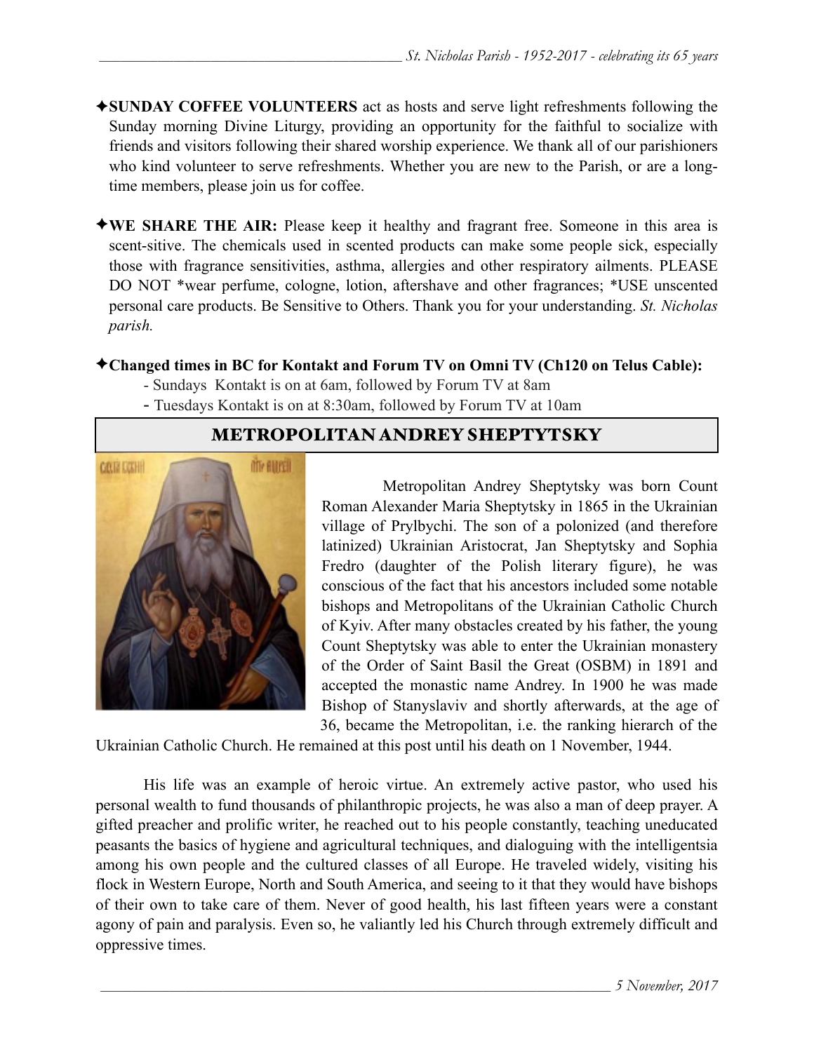✦**SUNDAY COFFEE VOLUNTEERS** act as hosts and serve light refreshments following the Sunday morning Divine Liturgy, providing an opportunity for the faithful to socialize with friends and visitors following their shared worship experience. We thank all of our parishioners who kind volunteer to serve refreshments. Whether you are new to the Parish, or are a long-time members, please join us for coffee.

✦**WE SHARE THE AIR:** Please keep it healthy and fragrant free. Someone in this area is scent-sitive. The chemicals used in scented products can make some people sick, especially those with fragrance sensitivities, asthma, allergies and other respiratory ailments. PLEASE DO NOT *wear perfume, cologne, lotion, aftershave and other fragrances; *USE unscented personal care products. Be Sensitive to Others. Thank you for your understanding. *St. Nicholas parish.*

✦**Changed times in BC for Kontakt and Forum TV on Omni TV (Ch120 on Telus Cable):**

- Sundays Kontakt is on at 6am, followed by Forum TV at 8am
- Tuesdays Kontakt is on at 8:30am, followed by Forum TV at 10am

## METROPOLITAN ANDREY SHEPTYTSKY

Metropolitan Andrey Sheptytsky was born Count Roman Alexander Maria Sheptytsky in 1865 in the Ukrainian village of Prylbychi. The son of a polonized (and therefore latinized) Ukrainian Aristocrat, Jan Sheptytsky and Sophia Fredro (daughter of the Polish literary figure), he was conscious of the fact that his ancestors included some notable bishops and Metropolitans of the Ukrainian Catholic Church of Kyiv. After many obstacles created by his father, the young Count Sheptytsky was able to enter the Ukrainian monastery of the Order of Saint Basil the Great (OSBM) in 1891 and accepted the monastic name Andrey. In 1900 he was made Bishop of Stanyslaviv and shortly afterwards, at the age of 36, became the Metropolitan, i.e. the ranking hierarch of the Ukrainian Catholic Church. He remained at this post until his death on 1 November, 1944.

His life was an example of heroic virtue. An extremely active pastor, who used his personal wealth to fund thousands of philanthropic projects, he was also a man of deep prayer. A gifted preacher and prolific writer, he reached out to his people constantly, teaching uneducated peasants the basics of hygiene and agricultural techniques, and dialoguing with the intelligentsia among his own people and the cultured classes of all Europe. He traveled widely, visiting his flock in Western Europe, North and South America, and seeing to it that they would have bishops of their own to take care of them. Never of good health, his last fifteen years were a constant agony of pain and paralysis. Even so, he valiantly led his Church through extremely difficult and oppressive times.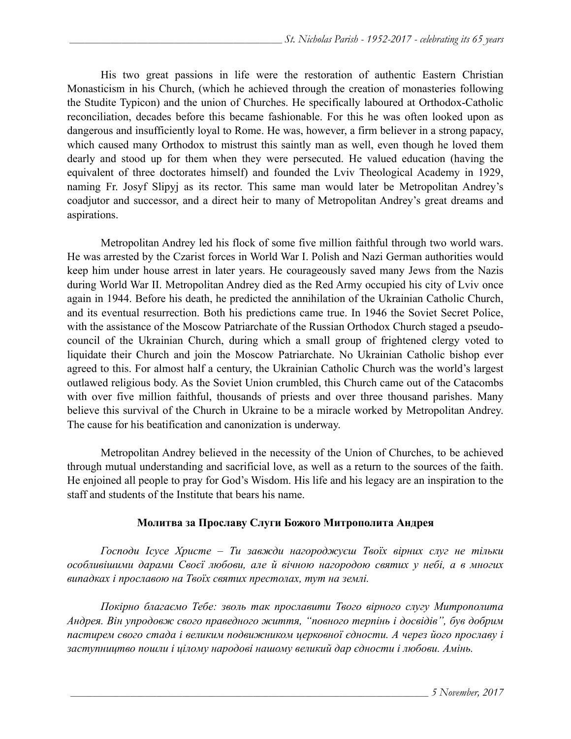His two great passions in life were the restoration of authentic Eastern Christian Monasticism in his Church, (which he achieved through the creation of monasteries following the Studite Typicon) and the union of Churches. He specifically laboured at Orthodox-Catholic reconciliation, decades before this became fashionable. For this he was often looked upon as dangerous and insufficiently loyal to Rome. He was, however, a firm believer in a strong papacy, which caused many Orthodox to mistrust this saintly man as well, even though he loved them dearly and stood up for them when they were persecuted. He valued education (having the equivalent of three doctorates himself) and founded the Lviv Theological Academy in 1929, naming Fr. Josyf Slipyj as its rector. This same man would later be Metropolitan Andrey's coadjutor and successor, and a direct heir to many of Metropolitan Andrey's great dreams and aspirations.

Metropolitan Andrey led his flock of some five million faithful through two world wars. He was arrested by the Czarist forces in World War I. Polish and Nazi German authorities would keep him under house arrest in later years. He courageously saved many Jews from the Nazis during World War II. Metropolitan Andrey died as the Red Army occupied his city of Lviv once again in 1944. Before his death, he predicted the annihilation of the Ukrainian Catholic Church, and its eventual resurrection. Both his predictions came true. In 1946 the Soviet Secret Police, with the assistance of the Moscow Patriarchate of the Russian Orthodox Church staged a pseudo-council of the Ukrainian Church, during which a small group of frightened clergy voted to liquidate their Church and join the Moscow Patriarchate. No Ukrainian Catholic bishop ever agreed to this. For almost half a century, the Ukrainian Catholic Church was the world's largest outlawed religious body. As the Soviet Union crumbled, this Church came out of the Catacombs with over five million faithful, thousands of priests and over three thousand parishes. Many believe this survival of the Church in Ukraine to be a miracle worked by Metropolitan Andrey. The cause for his beatification and canonization is underway.

Metropolitan Andrey believed in the necessity of the Union of Churches, to be achieved through mutual understanding and sacrificial love, as well as a return to the sources of the faith. He enjoined all people to pray for God's Wisdom. His life and his legacy are an inspiration to the staff and students of the Institute that bears his name.

**Молитва за Прославу Слуги Божого Митрополита Андрея**

*Господи Ісусе Христе – Ти завжди нагороджуєш Твоїх вірних слуг не тільки особливішими дарами Своєї любови, але й вічною нагородою святих у небі, а в многих випадках і прославою на Твоїх святих престолах, тут на землі.*

*Покірно благаємо Тебе: зволь так прославити Твого вірного слугу Митрополита Андрея. Він упродовж свого праведного життя, "повного терпінь і досвідів", був добрим пастирем свого стада і великим подвижником церковної єдности. А через його прославу і заступництво пошли і цілому народові нашому великий дар єдности і любови. Амінь.*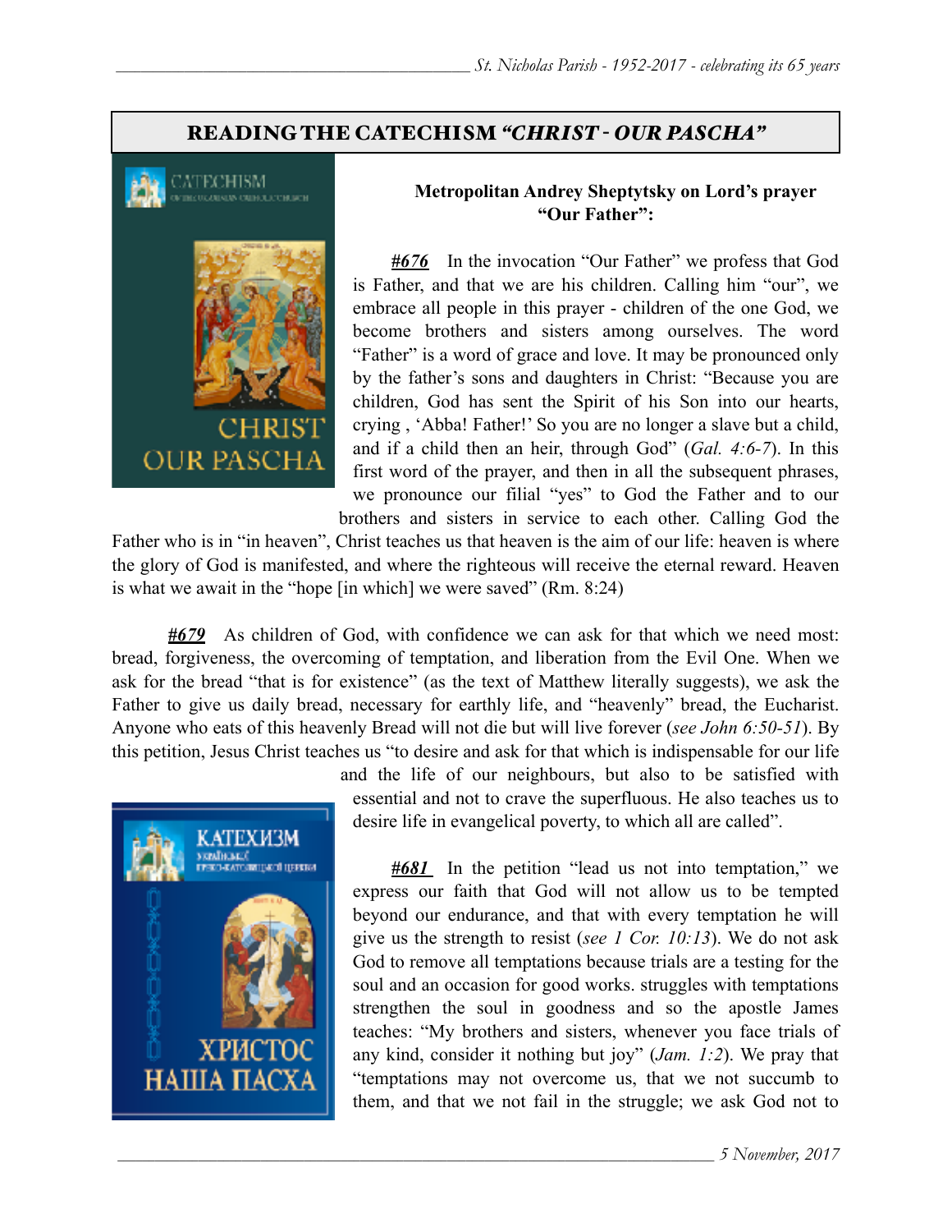## READING THE CATECHISM *"CHRIST - OUR PASCHA"*

**Metropolitan Andrey Sheptytsky on Lord's prayer "Our Father":**

***#676*** In the invocation "Our Father" we profess that God is Father, and that we are his children. Calling him "our", we embrace all people in this prayer - children of the one God, we become brothers and sisters among ourselves. The word "Father" is a word of grace and love. It may be pronounced only by the father's sons and daughters in Christ: "Because you are children, God has sent the Spirit of his Son into our hearts, crying , 'Abba! Father!' So you are no longer a slave but a child, and if a child then an heir, through God" (*Gal. 4:6-7*). In this first word of the prayer, and then in all the subsequent phrases, we pronounce our filial "yes" to God the Father and to our brothers and sisters in service to each other. Calling God the Father who is in "in heaven", Christ teaches us that heaven is the aim of our life: heaven is where the glory of God is manifested, and where the righteous will receive the eternal reward. Heaven is what we await in the "hope [in which] we were saved" (Rm. 8:24)

***#679*** As children of God, with confidence we can ask for that which we need most: bread, forgiveness, the overcoming of temptation, and liberation from the Evil One. When we ask for the bread "that is for existence" (as the text of Matthew literally suggests), we ask the Father to give us daily bread, necessary for earthly life, and "heavenly" bread, the Eucharist. Anyone who eats of this heavenly Bread will not die but will live forever (*see John 6:50-51*). By this petition, Jesus Christ teaches us "to desire and ask for that which is indispensable for our life and the life of our neighbours, but also to be satisfied with essential and not to crave the superfluous. He also teaches us to desire life in evangelical poverty, to which all are called".

***#681*** In the petition "lead us not into temptation," we express our faith that God will not allow us to be tempted beyond our endurance, and that with every temptation he will give us the strength to resist (*see 1 Cor. 10:13*). We do not ask God to remove all temptations because trials are a testing for the soul and an occasion for good works. struggles with temptations strengthen the soul in goodness and so the apostle James teaches: "My brothers and sisters, whenever you face trials of any kind, consider it nothing but joy" (*Jam. 1:2*). We pray that "temptations may not overcome us, that we not succumb to them, and that we not fail in the struggle; we ask God not to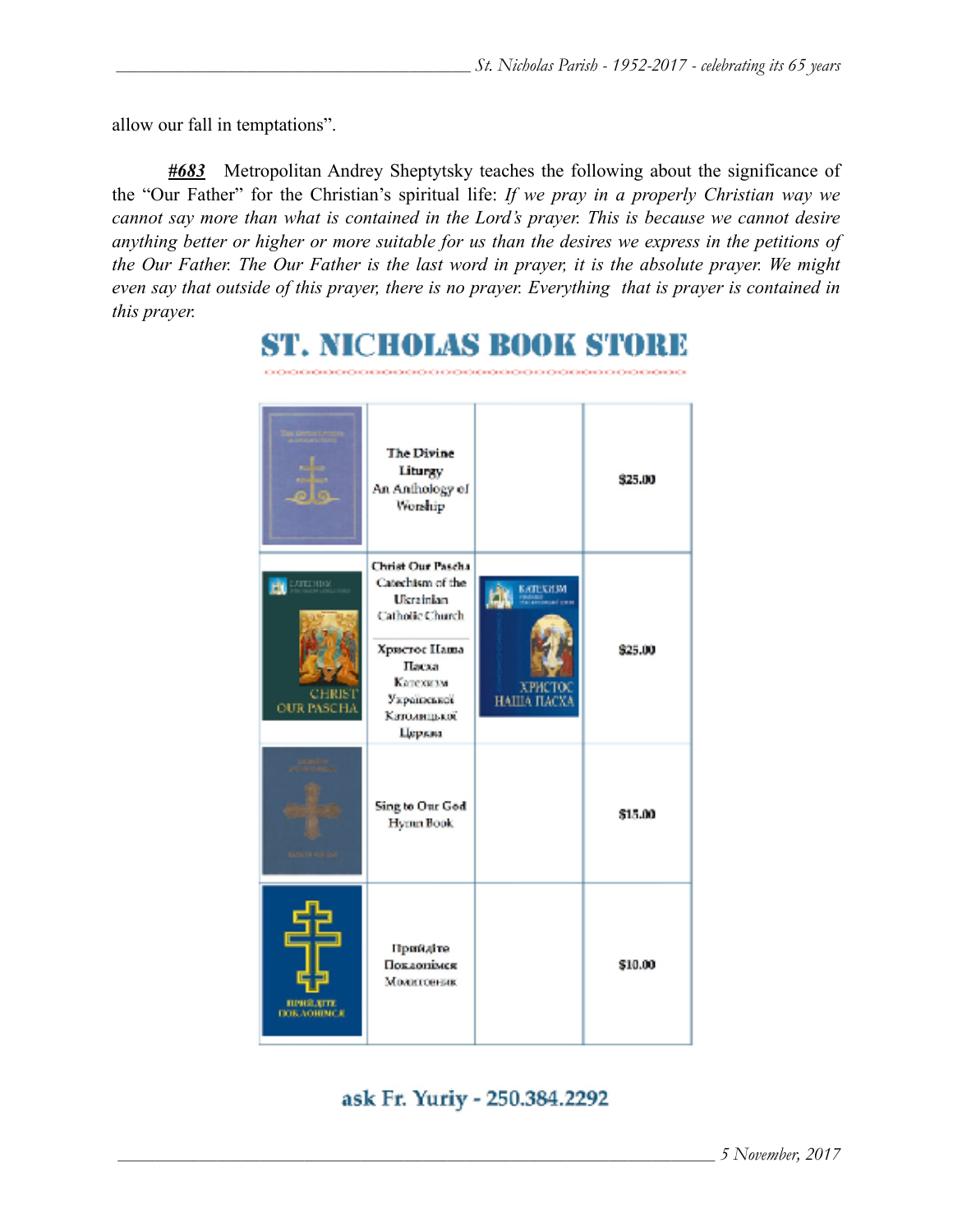allow our fall in temptations”.

***#683*** Metropolitan Andrey Sheptytsky teaches the following about the significance of the “Our Father” for the Christian’s spiritual life: *If we pray in a properly Christian way we cannot say more than what is contained in the Lord’s prayer. This is because we cannot desire anything better or higher or more suitable for us than the desires we express in the petitions of the Our Father. The Our Father is the last word in prayer, it is the absolute prayer. We might even say that outside of this prayer, there is no prayer. Everything that is prayer is contained in this prayer.*

# ST. NICHOLAS BOOK STORE

| | | | |
|---|---|---|---|
| | The Divine Liturgy An Anthology of Worship | | $25.00 |
| | Christ Our Pascha Catechism of the Ukrainian Catholic Church<br>Христос Наша Пасха Катехизм Української Католицької Церкви | | $25.00 |
| | Sing to Our God Hymn Book | | $15.00 |
| | Прийдіте Поклонімся Молитовник | | $10.00 |

ask Fr. Yuriy - 250.384.2292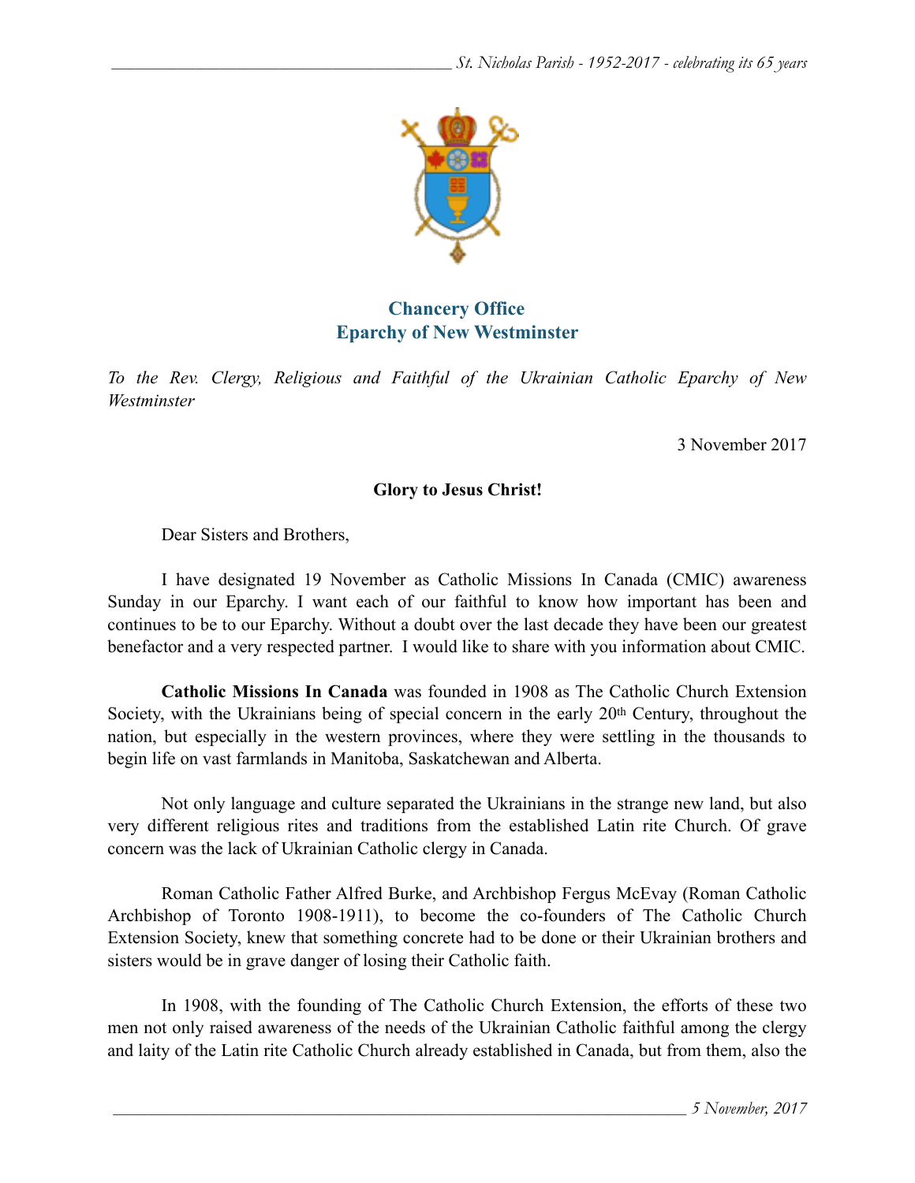**Chancery Office**
**Eparchy of New Westminster**

*To the Rev. Clergy, Religious and Faithful of the Ukrainian Catholic Eparchy of New Westminster*

3 November 2017

**Glory to Jesus Christ!**

Dear Sisters and Brothers,

I have designated 19 November as Catholic Missions In Canada (CMIC) awareness Sunday in our Eparchy. I want each of our faithful to know how important has been and continues to be to our Eparchy. Without a doubt over the last decade they have been our greatest benefactor and a very respected partner. I would like to share with you information about CMIC.

**Catholic Missions In Canada** was founded in 1908 as The Catholic Church Extension Society, with the Ukrainians being of special concern in the early 20th Century, throughout the nation, but especially in the western provinces, where they were settling in the thousands to begin life on vast farmlands in Manitoba, Saskatchewan and Alberta.

Not only language and culture separated the Ukrainians in the strange new land, but also very different religious rites and traditions from the established Latin rite Church. Of grave concern was the lack of Ukrainian Catholic clergy in Canada.

Roman Catholic Father Alfred Burke, and Archbishop Fergus McEvay (Roman Catholic Archbishop of Toronto 1908-1911), to become the co-founders of The Catholic Church Extension Society, knew that something concrete had to be done or their Ukrainian brothers and sisters would be in grave danger of losing their Catholic faith.

In 1908, with the founding of The Catholic Church Extension, the efforts of these two men not only raised awareness of the needs of the Ukrainian Catholic faithful among the clergy and laity of the Latin rite Catholic Church already established in Canada, but from them, also the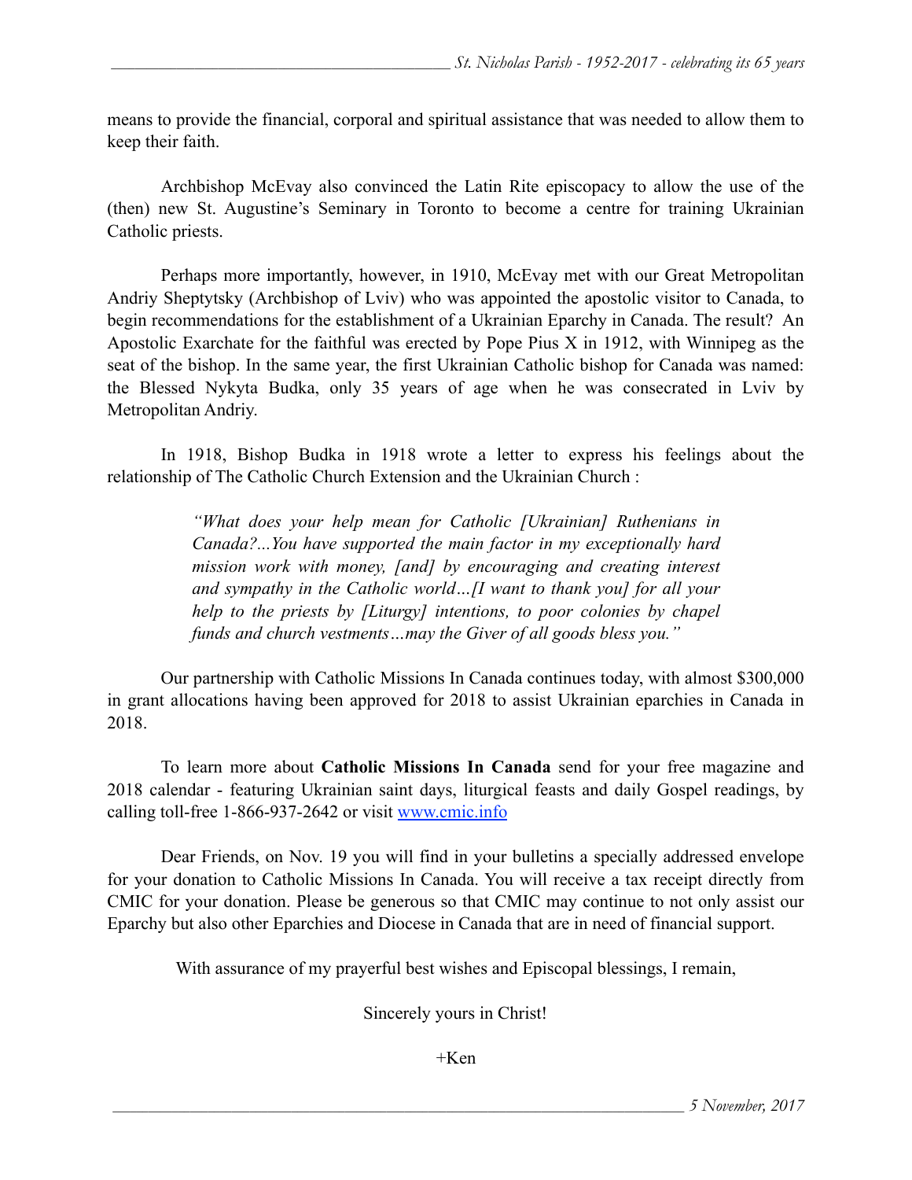means to provide the financial, corporal and spiritual assistance that was needed to allow them to keep their faith.

Archbishop McEvay also convinced the Latin Rite episcopacy to allow the use of the (then) new St. Augustine's Seminary in Toronto to become a centre for training Ukrainian Catholic priests.

Perhaps more importantly, however, in 1910, McEvay met with our Great Metropolitan Andriy Sheptytsky (Archbishop of Lviv) who was appointed the apostolic visitor to Canada, to begin recommendations for the establishment of a Ukrainian Eparchy in Canada. The result? An Apostolic Exarchate for the faithful was erected by Pope Pius X in 1912, with Winnipeg as the seat of the bishop. In the same year, the first Ukrainian Catholic bishop for Canada was named: the Blessed Nykyta Budka, only 35 years of age when he was consecrated in Lviv by Metropolitan Andriy.

In 1918, Bishop Budka in 1918 wrote a letter to express his feelings about the relationship of The Catholic Church Extension and the Ukrainian Church :

> *"What does your help mean for Catholic [Ukrainian] Ruthenians in Canada?...You have supported the main factor in my exceptionally hard mission work with money, [and] by encouraging and creating interest and sympathy in the Catholic world…[I want to thank you] for all your help to the priests by [Liturgy] intentions, to poor colonies by chapel funds and church vestments…may the Giver of all goods bless you."*

Our partnership with Catholic Missions In Canada continues today, with almost $300,000 in grant allocations having been approved for 2018 to assist Ukrainian eparchies in Canada in 2018.

To learn more about **Catholic Missions In Canada** send for your free magazine and 2018 calendar - featuring Ukrainian saint days, liturgical feasts and daily Gospel readings, by calling toll-free 1-866-937-2642 or visit www.cmic.info

Dear Friends, on Nov. 19 you will find in your bulletins a specially addressed envelope for your donation to Catholic Missions In Canada. You will receive a tax receipt directly from CMIC for your donation. Please be generous so that CMIC may continue to not only assist our Eparchy but also other Eparchies and Diocese in Canada that are in need of financial support.

With assurance of my prayerful best wishes and Episcopal blessings, I remain,

Sincerely yours in Christ!

+Ken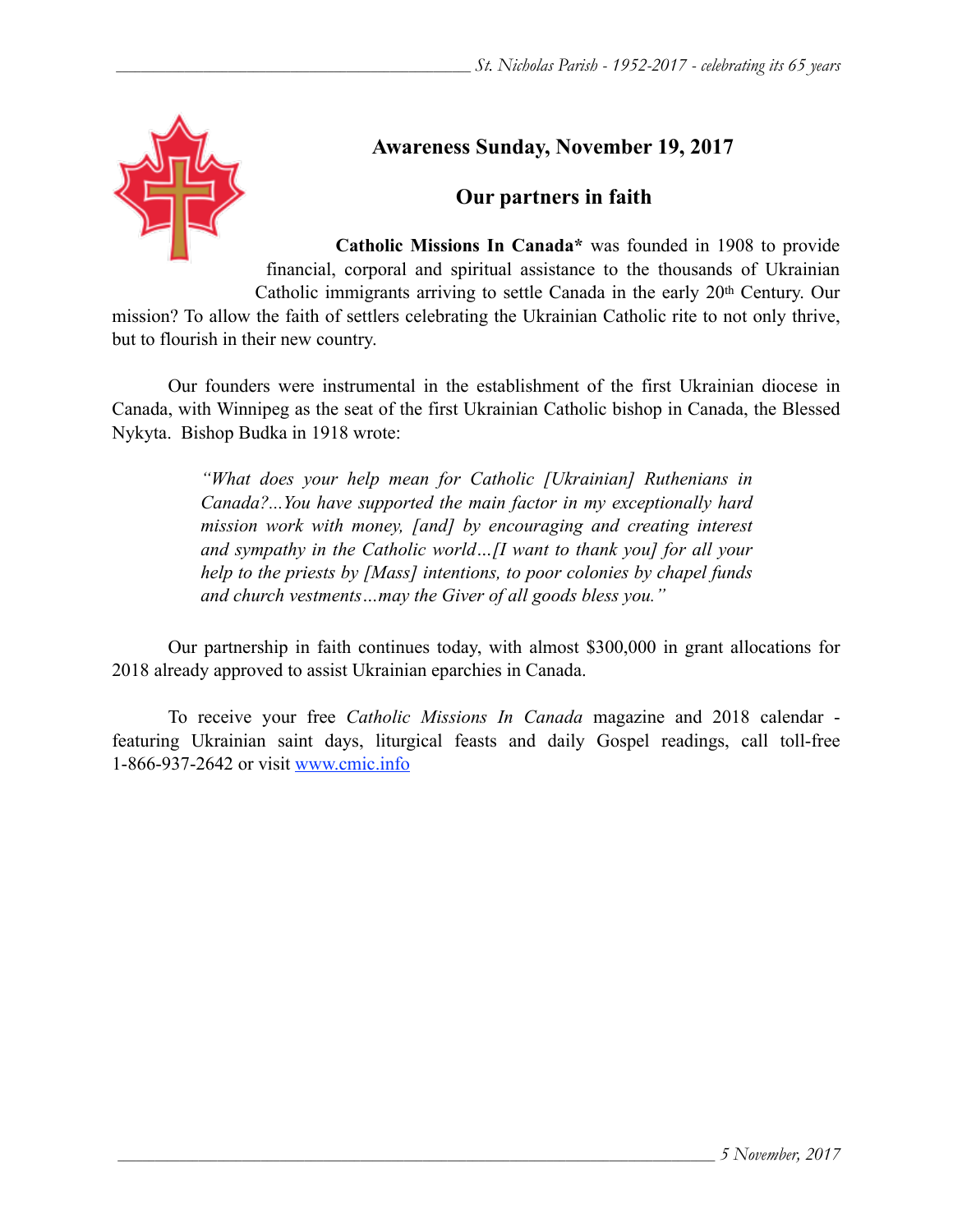## Awareness Sunday, November 19, 2017

## Our partners in faith

**Catholic Missions In Canada*** was founded in 1908 to provide financial, corporal and spiritual assistance to the thousands of Ukrainian Catholic immigrants arriving to settle Canada in the early 20th Century. Our mission? To allow the faith of settlers celebrating the Ukrainian Catholic rite to not only thrive, but to flourish in their new country.

Our founders were instrumental in the establishment of the first Ukrainian diocese in Canada, with Winnipeg as the seat of the first Ukrainian Catholic bishop in Canada, the Blessed Nykyta. Bishop Budka in 1918 wrote:

> *"What does your help mean for Catholic [Ukrainian] Ruthenians in Canada?...You have supported the main factor in my exceptionally hard mission work with money, [and] by encouraging and creating interest and sympathy in the Catholic world…[I want to thank you] for all your help to the priests by [Mass] intentions, to poor colonies by chapel funds and church vestments…may the Giver of all goods bless you."*

Our partnership in faith continues today, with almost $300,000 in grant allocations for 2018 already approved to assist Ukrainian eparchies in Canada.

To receive your free *Catholic Missions In Canada* magazine and 2018 calendar - featuring Ukrainian saint days, liturgical feasts and daily Gospel readings, call toll-free 1-866-937-2642 or visit [www.cmic.info](http://www.cmic.info)